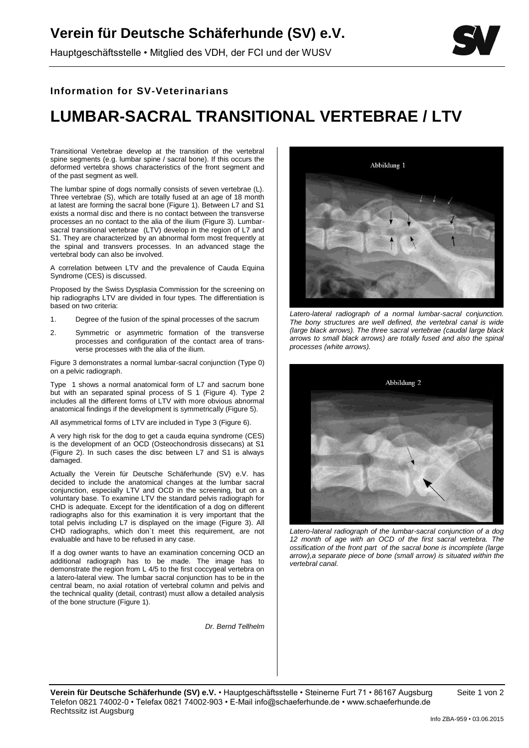# Verein für Deutsche Schäferhunde (SV) e.V.

Hauptgeschäftsstelle • Mitglied des VDH, der FCI und der WUSV

**Information for SV-Veterinarians**

# LUMBAR-SACRAL TRANSITIONAL VERTEBRAE / LTV

Transitional Vertebrae develop at the transition of the vertebral spine segments (e.g. lumbar spine / sacral bone). If this occurs the deformed vertebra shows characteristics of the front segment and of the past segment as well.

The lumbar spine of dogs normally consists of seven vertebrae (L). Three vertebrae (S), which are totally fused at an age of 18 month at latest are forming the sacral bone (Figure 1). Between L7 and S1 exists a normal disc and there is no contact between the transverse processes an no contact to the alia of the ilium (Figure 3). Lumbar-sacral transitional vertebrae (LTV) develop in the region of L7 and S1. They are characterized by an abnormal form most frequently at the spinal and transvers processes. In an advanced stage the vertebral body can also be involved.

A correlation between LTV and the prevalence of Cauda Equina Syndrome (CES) is discussed.

Proposed by the Swiss Dysplasia Commission for the screening on hip radiographs LTV are divided in four types. The differentiation is based on two criteria:

1. Degree of the fusion of the spinal processes of the sacrum
2. Symmetric or asymmetric formation of the transverse processes and configuration of the contact area of transverse processes with the alia of the ilium.

Figure 3 demonstrates a normal lumbar-sacral conjunction (Type 0) on a pelvic radiograph.

Type 1 shows a normal anatomical form of L7 and sacrum bone but with an separated spinal process of S 1 (Figure 4). Type 2 includes all the different forms of LTV with more obvious abnormal anatomical findings if the development is symmetrically (Figure 5).

All asymmetrical forms of LTV are included in Type 3 (Figure 6).

A very high risk for the dog to get a cauda equina syndrome (CES) is the development of an OCD (Osteochondrosis dissecans) at S1 (Figure 2). In such cases the disc between L7 and S1 is always damaged.

Actually the Verein für Deutsche Schäferhunde (SV) e.V. has decided to include the anatomical changes at the lumbar sacral conjunction, especially LTV and OCD in the screening, but on a voluntary base. To examine LTV the standard pelvis radiograph for CHD is adequate. Except for the identification of a dog on different radiographs also for this examination it is very important that the total pelvis including L7 is displayed on the image (Figure 3). All CHD radiographs, which don`t meet this requirement, are not evaluable and have to be refused in any case.

If a dog owner wants to have an examination concerning OCD an additional radiograph has to be made. The image has to demonstrate the region from L 4/5 to the first coccygeal vertebra on a latero-lateral view. The lumbar sacral conjunction has to be in the central beam, no axial rotation of vertebral column and pelvis and the technical quality (detail, contrast) must allow a detailed analysis of the bone structure (Figure 1).

*Dr. Bernd Tellhelm*

Abbildung 1

*Latero-lateral radiograph of a normal lumbar-sacral conjunction. The bony structures are well defined, the vertebral canal is wide (large black arrows). The three sacral vertebrae (caudal large black arrows to small black arrows) are totally fused and also the spinal processes (white arrows).*

Abbildung 2

*Latero-lateral radiograph of the lumbar-sacral conjunction of a dog 12 month of age with an OCD of the first sacral vertebra. The ossification of the front part of the sacral bone is incomplete (large arrow),a separate piece of bone (small arrow) is situated within the vertebral canal.*

**Verein für Deutsche Schäferhunde (SV) e.V.** • Hauptgeschäftsstelle • Steinerne Furt 71 • 86167 Augsburg
Telefon 0821 74002-0 • Telefax 0821 74002-903 • E-Mail info@schaeferhunde.de • www.schaeferhunde.de
Rechtssitz ist Augsburg

Info ZBA-959 • 03.06.2015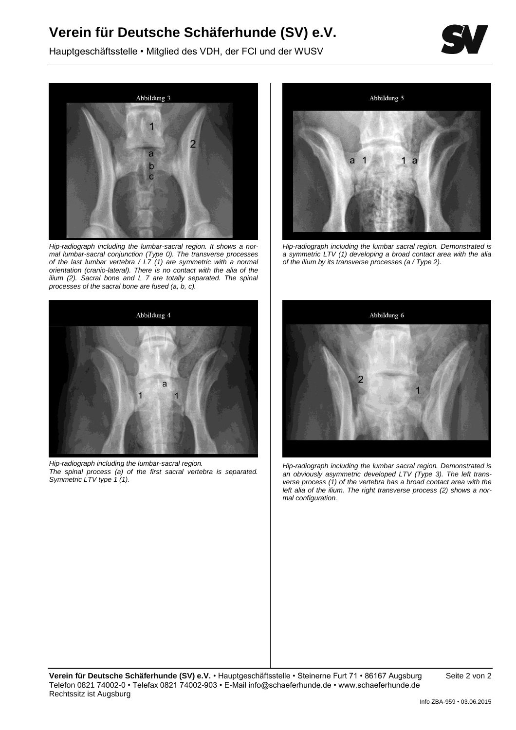Abbildung 3

1

2

a

b

c

*Hip-radiograph including the lumbar-sacral region. It shows a normal lumbar-sacral conjunction (Type 0). The transverse processes of the last lumbar vertebra / L7 (1) are symmetric with a normal orientation (cranio-lateral). There is no contact with the alia of the ilium (2). Sacral bone and L 7 are totally separated. The spinal processes of the sacral bone are fused (a, b, c).*

Abbildung 4

a

1 1

*Hip-radiograph including the lumbar-sacral region.*
*The spinal process (a) of the first sacral vertebra is separated. Symmetric LTV type 1 (1).*

Abbildung 5

a 1 1 a

*Hip-radiograph including the lumbar sacral region. Demonstrated is a symmetric LTV (1) developing a broad contact area with the alia of the ilium by its transverse processes (a / Type 2).*

Abbildung 6

2

1

*Hip-radiograph including the lumbar sacral region. Demonstrated is an obviously asymmetric developed LTV (Type 3). The left transverse process (1) of the vertebra has a broad contact area with the left alia of the ilium. The right transverse process (2) shows a normal configuration.*